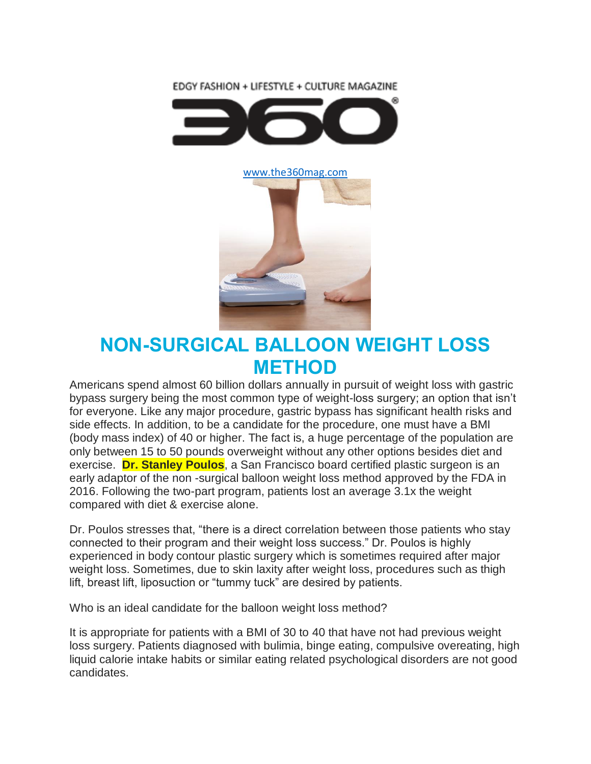EDGY FASHION + LIFESTYLE + CULTURE MAGAZINE

360®

www.the360mag.com

# NON-SURGICAL BALLOON WEIGHT LOSS METHOD

Americans spend almost 60 billion dollars annually in pursuit of weight loss with gastric bypass surgery being the most common type of weight-loss surgery; an option that isn't for everyone. Like any major procedure, gastric bypass has significant health risks and side effects. In addition, to be a candidate for the procedure, one must have a BMI (body mass index) of 40 or higher. The fact is, a huge percentage of the population are only between 15 to 50 pounds overweight without any other options besides diet and exercise. **Dr. Stanley Poulos**, a San Francisco board certified plastic surgeon is an early adaptor of the non -surgical balloon weight loss method approved by the FDA in 2016. Following the two-part program, patients lost an average 3.1x the weight compared with diet & exercise alone.

Dr. Poulos stresses that, "there is a direct correlation between those patients who stay connected to their program and their weight loss success." Dr. Poulos is highly experienced in body contour plastic surgery which is sometimes required after major weight loss. Sometimes, due to skin laxity after weight loss, procedures such as thigh lift, breast lift, liposuction or "tummy tuck" are desired by patients.

Who is an ideal candidate for the balloon weight loss method?

It is appropriate for patients with a BMI of 30 to 40 that have not had previous weight loss surgery. Patients diagnosed with bulimia, binge eating, compulsive overeating, high liquid calorie intake habits or similar eating related psychological disorders are not good candidates.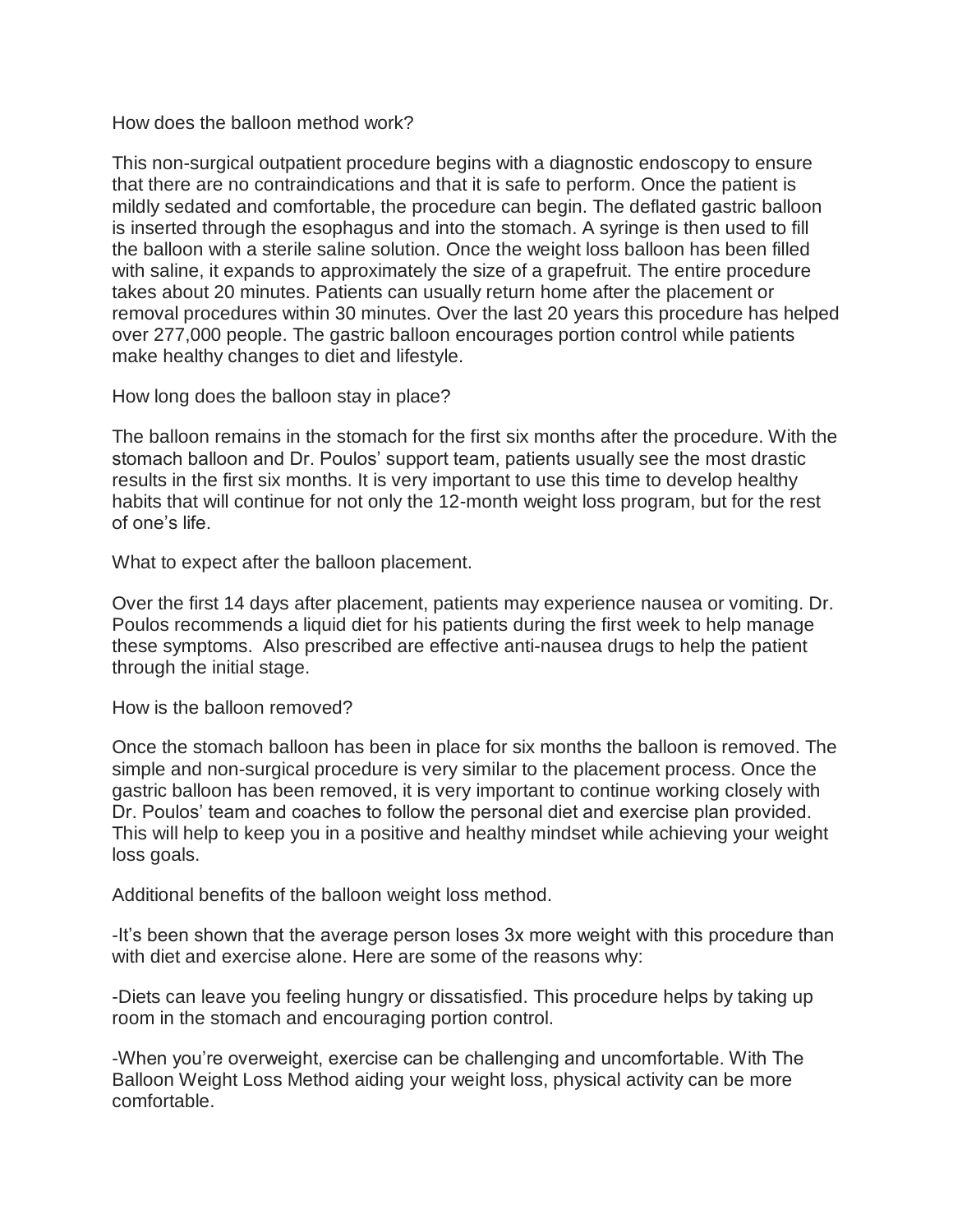## How does the balloon method work?

This non-surgical outpatient procedure begins with a diagnostic endoscopy to ensure that there are no contraindications and that it is safe to perform. Once the patient is mildly sedated and comfortable, the procedure can begin. The deflated gastric balloon is inserted through the esophagus and into the stomach. A syringe is then used to fill the balloon with a sterile saline solution. Once the weight loss balloon has been filled with saline, it expands to approximately the size of a grapefruit. The entire procedure takes about 20 minutes. Patients can usually return home after the placement or removal procedures within 30 minutes. Over the last 20 years this procedure has helped over 277,000 people. The gastric balloon encourages portion control while patients make healthy changes to diet and lifestyle.

## How long does the balloon stay in place?

The balloon remains in the stomach for the first six months after the procedure. With the stomach balloon and Dr. Poulos' support team, patients usually see the most drastic results in the first six months. It is very important to use this time to develop healthy habits that will continue for not only the 12-month weight loss program, but for the rest of one's life.

## What to expect after the balloon placement.

Over the first 14 days after placement, patients may experience nausea or vomiting. Dr. Poulos recommends a liquid diet for his patients during the first week to help manage these symptoms. Also prescribed are effective anti-nausea drugs to help the patient through the initial stage.

## How is the balloon removed?

Once the stomach balloon has been in place for six months the balloon is removed. The simple and non-surgical procedure is very similar to the placement process. Once the gastric balloon has been removed, it is very important to continue working closely with Dr. Poulos' team and coaches to follow the personal diet and exercise plan provided. This will help to keep you in a positive and healthy mindset while achieving your weight loss goals.

## Additional benefits of the balloon weight loss method.

-It's been shown that the average person loses 3x more weight with this procedure than with diet and exercise alone. Here are some of the reasons why:

-Diets can leave you feeling hungry or dissatisfied. This procedure helps by taking up room in the stomach and encouraging portion control.

-When you're overweight, exercise can be challenging and uncomfortable. With The Balloon Weight Loss Method aiding your weight loss, physical activity can be more comfortable.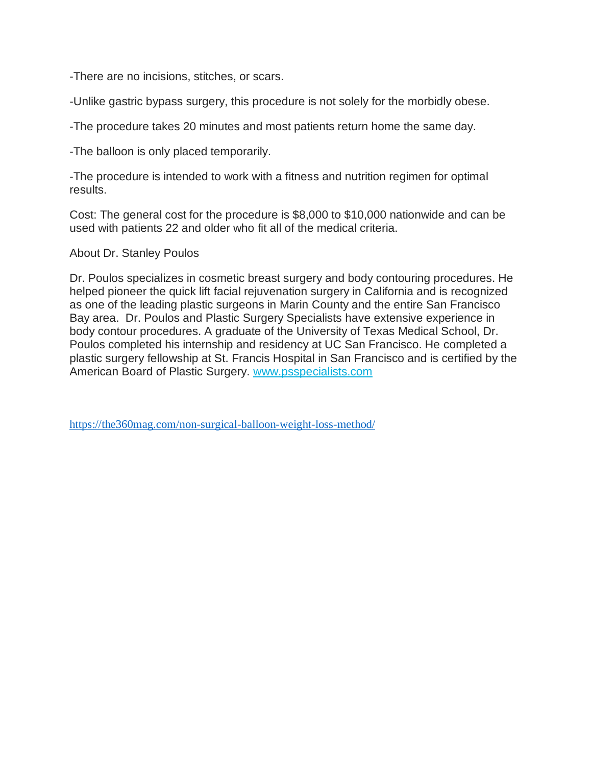-There are no incisions, stitches, or scars.

-Unlike gastric bypass surgery, this procedure is not solely for the morbidly obese.

-The procedure takes 20 minutes and most patients return home the same day.

-The balloon is only placed temporarily.

-The procedure is intended to work with a fitness and nutrition regimen for optimal results.

Cost: The general cost for the procedure is $8,000 to $10,000 nationwide and can be used with patients 22 and older who fit all of the medical criteria.

About Dr. Stanley Poulos

Dr. Poulos specializes in cosmetic breast surgery and body contouring procedures. He helped pioneer the quick lift facial rejuvenation surgery in California and is recognized as one of the leading plastic surgeons in Marin County and the entire San Francisco Bay area. Dr. Poulos and Plastic Surgery Specialists have extensive experience in body contour procedures. A graduate of the University of Texas Medical School, Dr. Poulos completed his internship and residency at UC San Francisco. He completed a plastic surgery fellowship at St. Francis Hospital in San Francisco and is certified by the American Board of Plastic Surgery. [www.psspecialists.com](http://www.psspecialists.com)

https://the360mag.com/non-surgical-balloon-weight-loss-method/